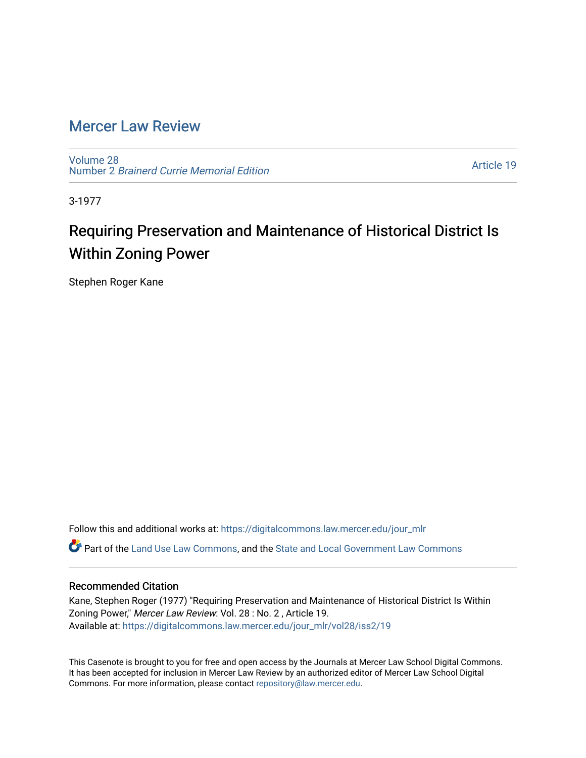# Mercer Law Review

Volume 28
Number 2 *Brainerd Currie Memorial Edition*

Article 19

3-1977

## Requiring Preservation and Maintenance of Historical District Is Within Zoning Power

Stephen Roger Kane

Follow this and additional works at: https://digitalcommons.law.mercer.edu/jour_mlr

Part of the Land Use Law Commons, and the State and Local Government Law Commons

### Recommended Citation

Kane, Stephen Roger (1977) "Requiring Preservation and Maintenance of Historical District Is Within Zoning Power," *Mercer Law Review*: Vol. 28 : No. 2 , Article 19.
Available at: https://digitalcommons.law.mercer.edu/jour_mlr/vol28/iss2/19

This Casenote is brought to you for free and open access by the Journals at Mercer Law School Digital Commons. It has been accepted for inclusion in Mercer Law Review by an authorized editor of Mercer Law School Digital Commons. For more information, please contact repository@law.mercer.edu.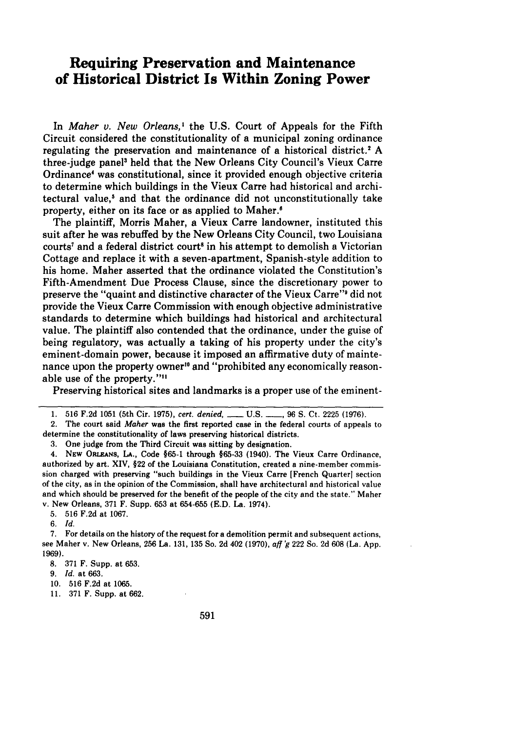# Requiring Preservation and Maintenance of Historical District Is Within Zoning Power

In *Maher v. New Orleans*,[1] the U.S. Court of Appeals for the Fifth Circuit considered the constitutionality of a municipal zoning ordinance regulating the preservation and maintenance of a historical district.[2] A three-judge panel[3] held that the New Orleans City Council's Vieux Carre Ordinance[4] was constitutional, since it provided enough objective criteria to determine which buildings in the Vieux Carre had historical and architectural value,[5] and that the ordinance did not unconstitutionally take property, either on its face or as applied to Maher.[6]

The plaintiff, Morris Maher, a Vieux Carre landowner, instituted this suit after he was rebuffed by the New Orleans City Council, two Louisiana courts[7] and a federal district court[8] in his attempt to demolish a Victorian Cottage and replace it with a seven-apartment, Spanish-style addition to his home. Maher asserted that the ordinance violated the Constitution's Fifth-Amendment Due Process Clause, since the discretionary power to preserve the "quaint and distinctive character of the Vieux Carre"[9] did not provide the Vieux Carre Commission with enough objective administrative standards to determine which buildings had historical and architectural value. The plaintiff also contended that the ordinance, under the guise of being regulatory, was actually a taking of his property under the city's eminent-domain power, because it imposed an affirmative duty of maintenance upon the property owner[10] and "prohibited any economically reasonable use of the property."[11]

Preserving historical sites and landmarks is a proper use of the eminent-

---

1. 516 F.2d 1051 (5th Cir. 1975), *cert. denied*, \_\_\_ U.S. \_\_\_, 96 S. Ct. 2225 (1976).
2. The court said *Maher* was the first reported case in the federal courts of appeals to determine the constitutionality of laws preserving historical districts.
3. One judge from the Third Circuit was sitting by designation.
4. NEW ORLEANS, LA., Code §65-1 through §65-33 (1940). The Vieux Carre Ordinance, authorized by art. XIV, §22 of the Louisiana Constitution, created a nine-member commission charged with preserving "such buildings in the Vieux Carre [French Quarter] section of the city, as in the opinion of the Commission, shall have architectural and historical value and which should be preserved for the benefit of the people of the city and the state." Maher v. New Orleans, 371 F. Supp. 653 at 654-655 (E.D. La. 1974).
5. 516 F.2d at 1067.
6. *Id.*
7. For details on the history of the request for a demolition permit and subsequent actions, see Maher v. New Orleans, 256 La. 131, 135 So. 2d 402 (1970), *aff'g* 222 So. 2d 608 (La. App. 1969).
8. 371 F. Supp. at 653.
9. *Id.* at 663.
10. 516 F.2d at 1065.
11. 371 F. Supp. at 662.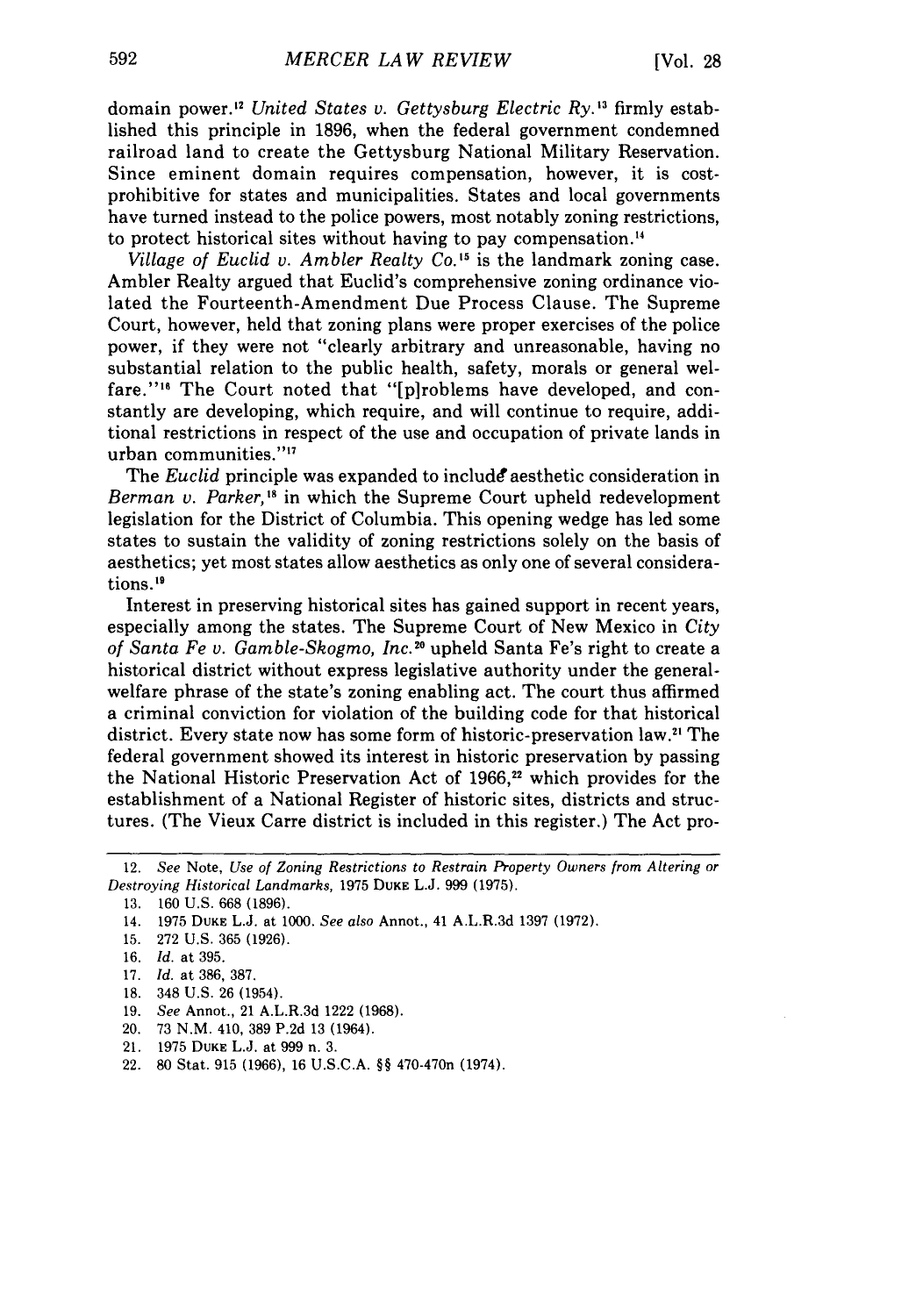domain power.[12] *United States v. Gettysburg Electric Ry.*[13] firmly established this principle in 1896, when the federal government condemned railroad land to create the Gettysburg National Military Reservation. Since eminent domain requires compensation, however, it is cost-prohibitive for states and municipalities. States and local governments have turned instead to the police powers, most notably zoning restrictions, to protect historical sites without having to pay compensation.[14]

*Village of Euclid v. Ambler Realty Co.*[15] is the landmark zoning case. Ambler Realty argued that Euclid's comprehensive zoning ordinance violated the Fourteenth-Amendment Due Process Clause. The Supreme Court, however, held that zoning plans were proper exercises of the police power, if they were not "clearly arbitrary and unreasonable, having no substantial relation to the public health, safety, morals or general welfare."[16] The Court noted that "[p]roblems have developed, and constantly are developing, which require, and will continue to require, additional restrictions in respect of the use and occupation of private lands in urban communities."[17]

The *Euclid* principle was expanded to include aesthetic consideration in *Berman v. Parker*,[18] in which the Supreme Court upheld redevelopment legislation for the District of Columbia. This opening wedge has led some states to sustain the validity of zoning restrictions solely on the basis of aesthetics; yet most states allow aesthetics as only one of several considerations.[19]

Interest in preserving historical sites has gained support in recent years, especially among the states. The Supreme Court of New Mexico in *City of Santa Fe v. Gamble-Skogmo, Inc.*[20] upheld Santa Fe's right to create a historical district without express legislative authority under the general-welfare phrase of the state's zoning enabling act. The court thus affirmed a criminal conviction for violation of the building code for that historical district. Every state now has some form of historic-preservation law.[21] The federal government showed its interest in historic preservation by passing the National Historic Preservation Act of 1966,[22] which provides for the establishment of a National Register of historic sites, districts and structures. (The Vieux Carre district is included in this register.) The Act pro-

---

12. *See* Note, *Use of Zoning Restrictions to Restrain Property Owners from Altering or Destroying Historical Landmarks*, 1975 DUKE L.J. 999 (1975).
13. 160 U.S. 668 (1896).
14. 1975 DUKE L.J. at 1000. *See also* Annot., 41 A.L.R.3d 1397 (1972).
15. 272 U.S. 365 (1926).
16. *Id.* at 395.
17. *Id.* at 386, 387.
18. 348 U.S. 26 (1954).
19. *See* Annot., 21 A.L.R.3d 1222 (1968).
20. 73 N.M. 410, 389 P.2d 13 (1964).
21. 1975 DUKE L.J. at 999 n. 3.
22. 80 Stat. 915 (1966), 16 U.S.C.A. §§ 470-470n (1974).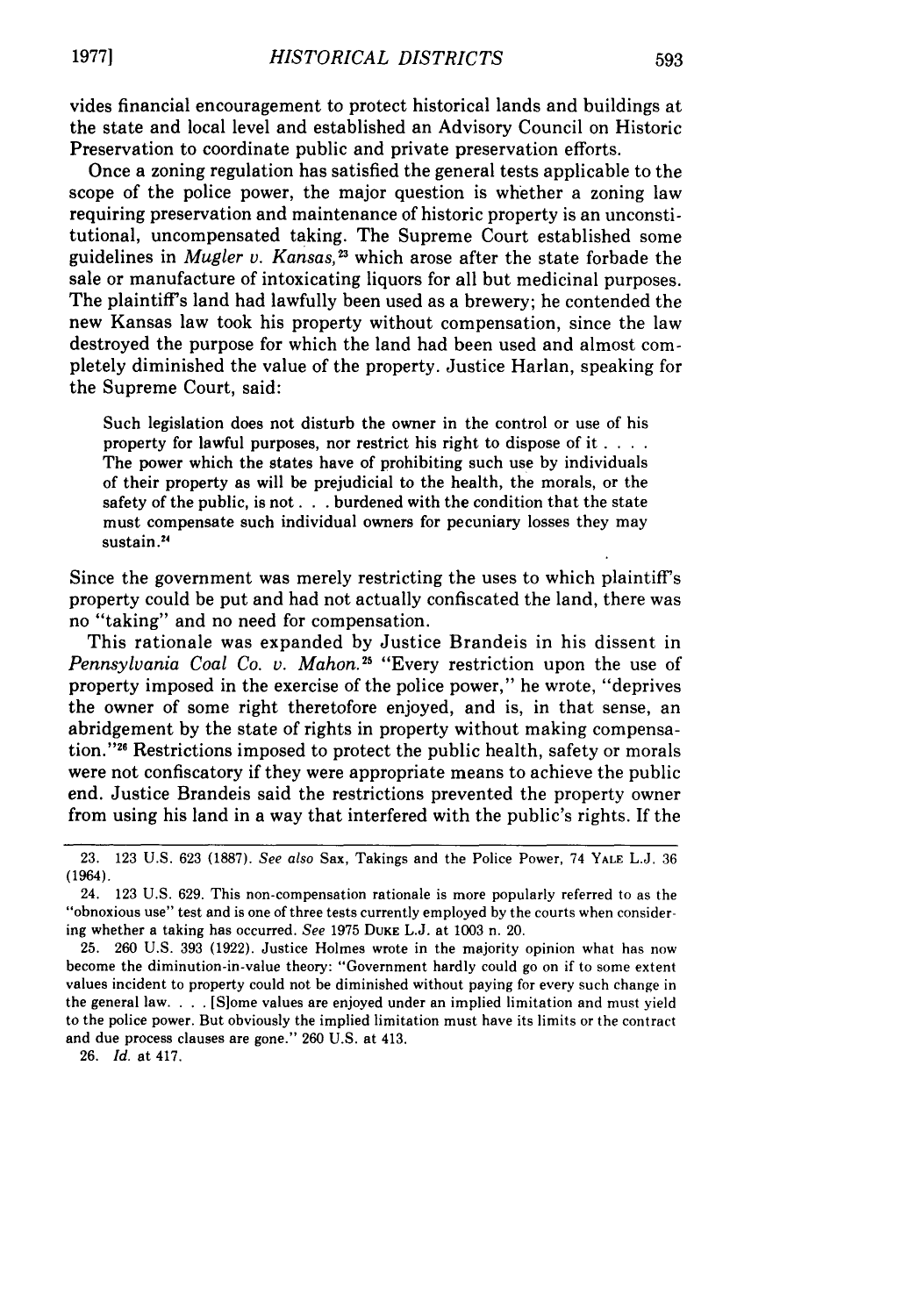vides financial encouragement to protect historical lands and buildings at the state and local level and established an Advisory Council on Historic Preservation to coordinate public and private preservation efforts.

Once a zoning regulation has satisfied the general tests applicable to the scope of the police power, the major question is whether a zoning law requiring preservation and maintenance of historic property is an unconstitutional, uncompensated taking. The Supreme Court established some guidelines in *Mugler v. Kansas,*[23] which arose after the state forbade the sale or manufacture of intoxicating liquors for all but medicinal purposes. The plaintiff's land had lawfully been used as a brewery; he contended the new Kansas law took his property without compensation, since the law destroyed the purpose for which the land had been used and almost completely diminished the value of the property. Justice Harlan, speaking for the Supreme Court, said:

> Such legislation does not disturb the owner in the control or use of his property for lawful purposes, nor restrict his right to dispose of it . . . . The power which the states have of prohibiting such use by individuals of their property as will be prejudicial to the health, the morals, or the safety of the public, is not . . . burdened with the condition that the state must compensate such individual owners for pecuniary losses they may sustain.[24]

Since the government was merely restricting the uses to which plaintiff's property could be put and had not actually confiscated the land, there was no "taking" and no need for compensation.

This rationale was expanded by Justice Brandeis in his dissent in *Pennsylvania Coal Co. v. Mahon.*[25] "Every restriction upon the use of property imposed in the exercise of the police power," he wrote, "deprives the owner of some right theretofore enjoyed, and is, in that sense, an abridgement by the state of rights in property without making compensation."[26] Restrictions imposed to protect the public health, safety or morals were not confiscatory if they were appropriate means to achieve the public end. Justice Brandeis said the restrictions prevented the property owner from using his land in a way that interfered with the public's rights. If the

---

23. 123 U.S. 623 (1887). *See also* Sax, Takings and the Police Power, 74 YALE L.J. 36 (1964).

24. 123 U.S. 629. This non-compensation rationale is more popularly referred to as the "obnoxious use" test and is one of three tests currently employed by the courts when considering whether a taking has occurred. *See* 1975 DUKE L.J. at 1003 n. 20.

25. 260 U.S. 393 (1922). Justice Holmes wrote in the majority opinion what has now become the diminution-in-value theory: "Government hardly could go on if to some extent values incident to property could not be diminished without paying for every such change in the general law. . . . [S]ome values are enjoyed under an implied limitation and must yield to the police power. But obviously the implied limitation must have its limits or the contract and due process clauses are gone." 260 U.S. at 413.

26. *Id.* at 417.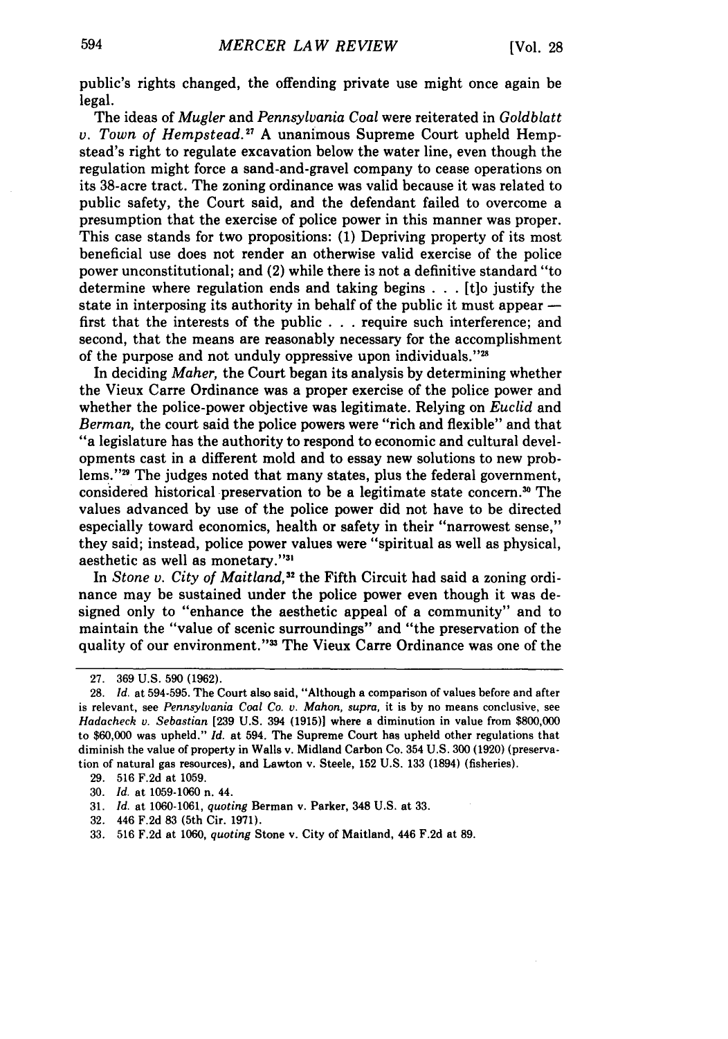public's rights changed, the offending private use might once again be legal.

The ideas of *Mugler* and *Pennsylvania Coal* were reiterated in *Goldblatt v. Town of Hempstead.*[27] A unanimous Supreme Court upheld Hempstead's right to regulate excavation below the water line, even though the regulation might force a sand-and-gravel company to cease operations on its 38-acre tract. The zoning ordinance was valid because it was related to public safety, the Court said, and the defendant failed to overcome a presumption that the exercise of police power in this manner was proper. This case stands for two propositions: (1) Depriving property of its most beneficial use does not render an otherwise valid exercise of the police power unconstitutional; and (2) while there is not a definitive standard "to determine where regulation ends and taking begins . . . [t]o justify the state in interposing its authority in behalf of the public it must appear — first that the interests of the public . . . require such interference; and second, that the means are reasonably necessary for the accomplishment of the purpose and not unduly oppressive upon individuals."[28]

In deciding *Maher,* the Court began its analysis by determining whether the Vieux Carre Ordinance was a proper exercise of the police power and whether the police-power objective was legitimate. Relying on *Euclid* and *Berman,* the court said the police powers were "rich and flexible" and that "a legislature has the authority to respond to economic and cultural developments cast in a different mold and to essay new solutions to new problems."[29] The judges noted that many states, plus the federal government, considered historical preservation to be a legitimate state concern.[30] The values advanced by use of the police power did not have to be directed especially toward economics, health or safety in their "narrowest sense," they said; instead, police power values were "spiritual as well as physical, aesthetic as well as monetary."[31]

In *Stone v. City of Maitland,*[32] the Fifth Circuit had said a zoning ordinance may be sustained under the police power even though it was designed only to "enhance the aesthetic appeal of a community" and to maintain the "value of scenic surroundings" and "the preservation of the quality of our environment."[33] The Vieux Carre Ordinance was one of the

---

27. 369 U.S. 590 (1962).

28. *Id.* at 594-595. The Court also said, "Although a comparison of values before and after is relevant, see *Pennsylvania Coal Co. v. Mahon, supra,* it is by no means conclusive, see *Hadacheck v. Sebastian* [239 U.S. 394 (1915)] where a diminution in value from $800,000 to $60,000 was upheld." *Id.* at 594. The Supreme Court has upheld other regulations that diminish the value of property in Walls v. Midland Carbon Co. 354 U.S. 300 (1920) (preservation of natural gas resources), and Lawton v. Steele, 152 U.S. 133 (1894) (fisheries).

29. 516 F.2d at 1059.

30. *Id.* at 1059-1060 n. 44.

31. *Id.* at 1060-1061, *quoting* Berman v. Parker, 348 U.S. at 33.

32. 446 F.2d 83 (5th Cir. 1971).

33. 516 F.2d at 1060, *quoting* Stone v. City of Maitland, 446 F.2d at 89.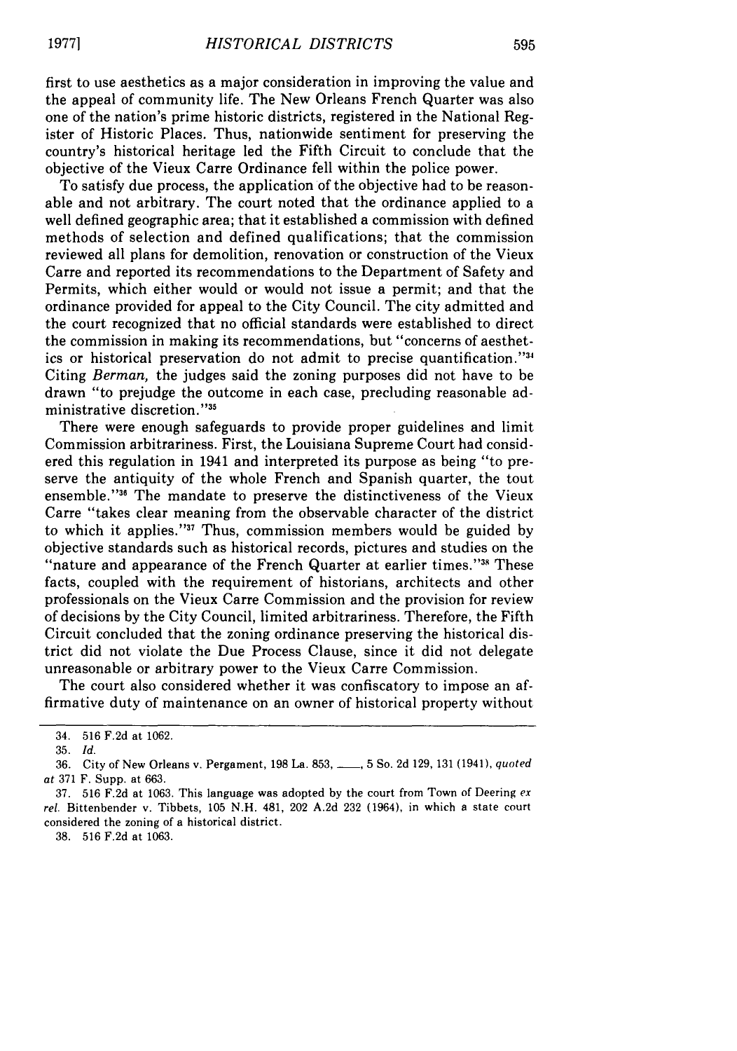first to use aesthetics as a major consideration in improving the value and the appeal of community life. The New Orleans French Quarter was also one of the nation's prime historic districts, registered in the National Register of Historic Places. Thus, nationwide sentiment for preserving the country's historical heritage led the Fifth Circuit to conclude that the objective of the Vieux Carre Ordinance fell within the police power.

To satisfy due process, the application of the objective had to be reasonable and not arbitrary. The court noted that the ordinance applied to a well defined geographic area; that it established a commission with defined methods of selection and defined qualifications; that the commission reviewed all plans for demolition, renovation or construction of the Vieux Carre and reported its recommendations to the Department of Safety and Permits, which either would or would not issue a permit; and that the ordinance provided for appeal to the City Council. The city admitted and the court recognized that no official standards were established to direct the commission in making its recommendations, but "concerns of aesthetics or historical preservation do not admit to precise quantification."[34] Citing *Berman,* the judges said the zoning purposes did not have to be drawn "to prejudge the outcome in each case, precluding reasonable administrative discretion."[35]

There were enough safeguards to provide proper guidelines and limit Commission arbitrariness. First, the Louisiana Supreme Court had considered this regulation in 1941 and interpreted its purpose as being "to preserve the antiquity of the whole French and Spanish quarter, the tout ensemble."[36] The mandate to preserve the distinctiveness of the Vieux Carre "takes clear meaning from the observable character of the district to which it applies."[37] Thus, commission members would be guided by objective standards such as historical records, pictures and studies on the "nature and appearance of the French Quarter at earlier times."[38] These facts, coupled with the requirement of historians, architects and other professionals on the Vieux Carre Commission and the provision for review of decisions by the City Council, limited arbitrariness. Therefore, the Fifth Circuit concluded that the zoning ordinance preserving the historical district did not violate the Due Process Clause, since it did not delegate unreasonable or arbitrary power to the Vieux Carre Commission.

The court also considered whether it was confiscatory to impose an affirmative duty of maintenance on an owner of historical property without

---

34. 516 F.2d at 1062.

35. *Id.*

36. City of New Orleans v. Pergament, 198 La. 853, \_\_\_\_, 5 So. 2d 129, 131 (1941), *quoted at* 371 F. Supp. at 663.

37. 516 F.2d at 1063. This language was adopted by the court from Town of Deering *ex rel.* Bittenbender v. Tibbets, 105 N.H. 481, 202 A.2d 232 (1964), in which a state court considered the zoning of a historical district.

38. 516 F.2d at 1063.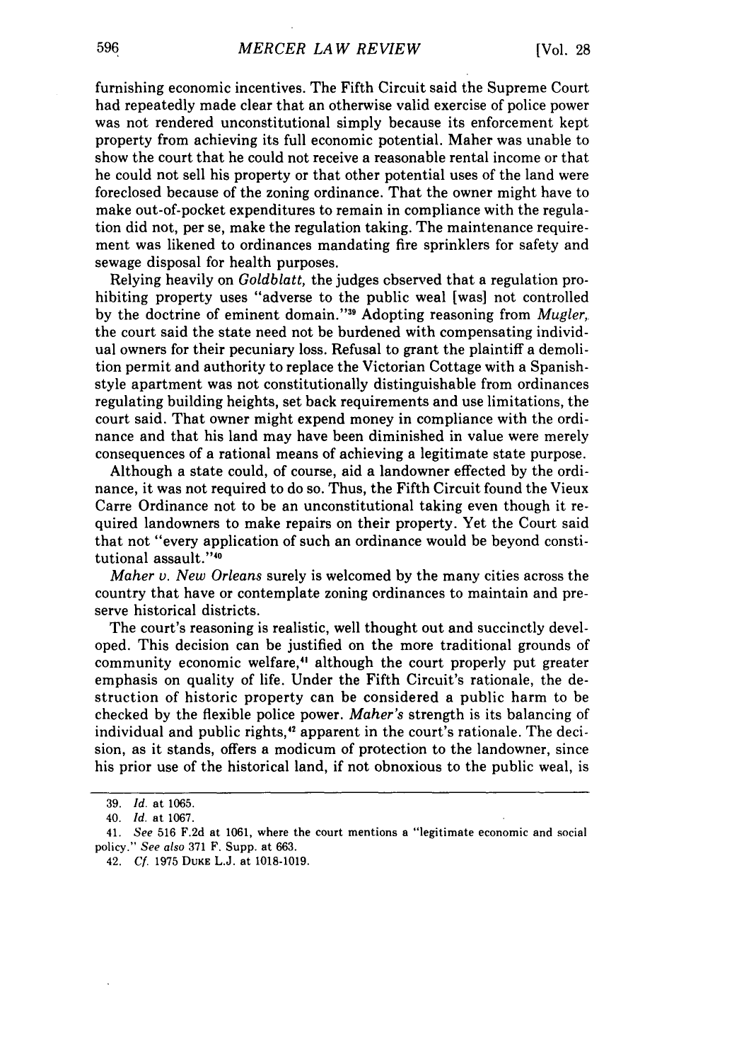furnishing economic incentives. The Fifth Circuit said the Supreme Court had repeatedly made clear that an otherwise valid exercise of police power was not rendered unconstitutional simply because its enforcement kept property from achieving its full economic potential. Maher was unable to show the court that he could not receive a reasonable rental income or that he could not sell his property or that other potential uses of the land were foreclosed because of the zoning ordinance. That the owner might have to make out-of-pocket expenditures to remain in compliance with the regulation did not, per se, make the regulation taking. The maintenance requirement was likened to ordinances mandating fire sprinklers for safety and sewage disposal for health purposes.

Relying heavily on *Goldblatt,* the judges observed that a regulation prohibiting property uses "adverse to the public weal [was] not controlled by the doctrine of eminent domain."[39] Adopting reasoning from *Mugler,* the court said the state need not be burdened with compensating individual owners for their pecuniary loss. Refusal to grant the plaintiff a demolition permit and authority to replace the Victorian Cottage with a Spanish-style apartment was not constitutionally distinguishable from ordinances regulating building heights, set back requirements and use limitations, the court said. That owner might expend money in compliance with the ordinance and that his land may have been diminished in value were merely consequences of a rational means of achieving a legitimate state purpose.

Although a state could, of course, aid a landowner effected by the ordinance, it was not required to do so. Thus, the Fifth Circuit found the Vieux Carre Ordinance not to be an unconstitutional taking even though it required landowners to make repairs on their property. Yet the Court said that not "every application of such an ordinance would be beyond constitutional assault."[40]

*Maher v. New Orleans* surely is welcomed by the many cities across the country that have or contemplate zoning ordinances to maintain and preserve historical districts.

The court's reasoning is realistic, well thought out and succinctly developed. This decision can be justified on the more traditional grounds of community economic welfare,[41] although the court properly put greater emphasis on quality of life. Under the Fifth Circuit's rationale, the destruction of historic property can be considered a public harm to be checked by the flexible police power. *Maher's* strength is its balancing of individual and public rights,[42] apparent in the court's rationale. The decision, as it stands, offers a modicum of protection to the landowner, since his prior use of the historical land, if not obnoxious to the public weal, is

---

39. *Id.* at 1065.

40. *Id.* at 1067.

41. *See* 516 F.2d at 1061, where the court mentions a "legitimate economic and social policy." *See also* 371 F. Supp. at 663.

42. *Cf.* 1975 DUKE L.J. at 1018-1019.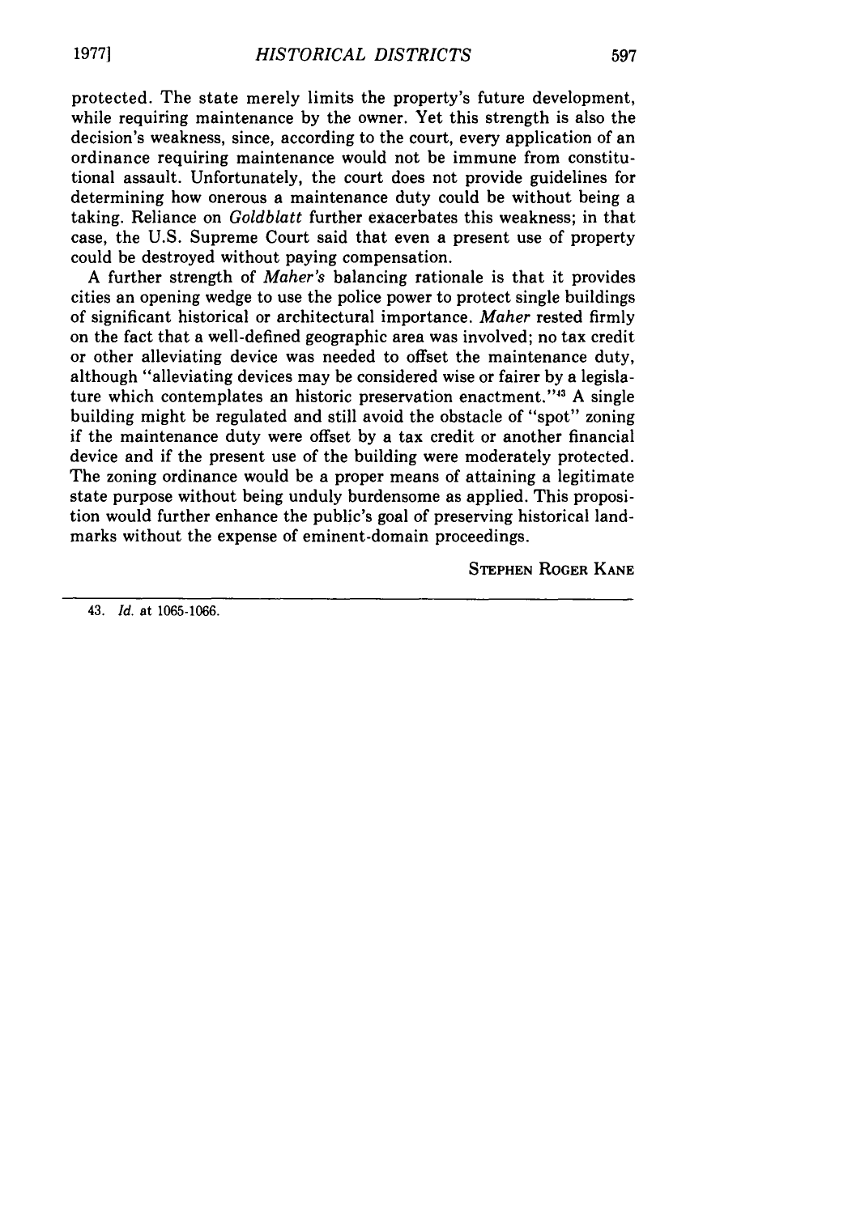protected. The state merely limits the property's future development, while requiring maintenance by the owner. Yet this strength is also the decision's weakness, since, according to the court, every application of an ordinance requiring maintenance would not be immune from constitutional assault. Unfortunately, the court does not provide guidelines for determining how onerous a maintenance duty could be without being a taking. Reliance on *Goldblatt* further exacerbates this weakness; in that case, the U.S. Supreme Court said that even a present use of property could be destroyed without paying compensation.

A further strength of *Maher's* balancing rationale is that it provides cities an opening wedge to use the police power to protect single buildings of significant historical or architectural importance. *Maher* rested firmly on the fact that a well-defined geographic area was involved; no tax credit or other alleviating device was needed to offset the maintenance duty, although "alleviating devices may be considered wise or fairer by a legislature which contemplates an historic preservation enactment."[43] A single building might be regulated and still avoid the obstacle of "spot" zoning if the maintenance duty were offset by a tax credit or another financial device and if the present use of the building were moderately protected. The zoning ordinance would be a proper means of attaining a legitimate state purpose without being unduly burdensome as applied. This proposition would further enhance the public's goal of preserving historical landmarks without the expense of eminent-domain proceedings.

STEPHEN ROGER KANE

---

43. *Id.* at 1065-1066.